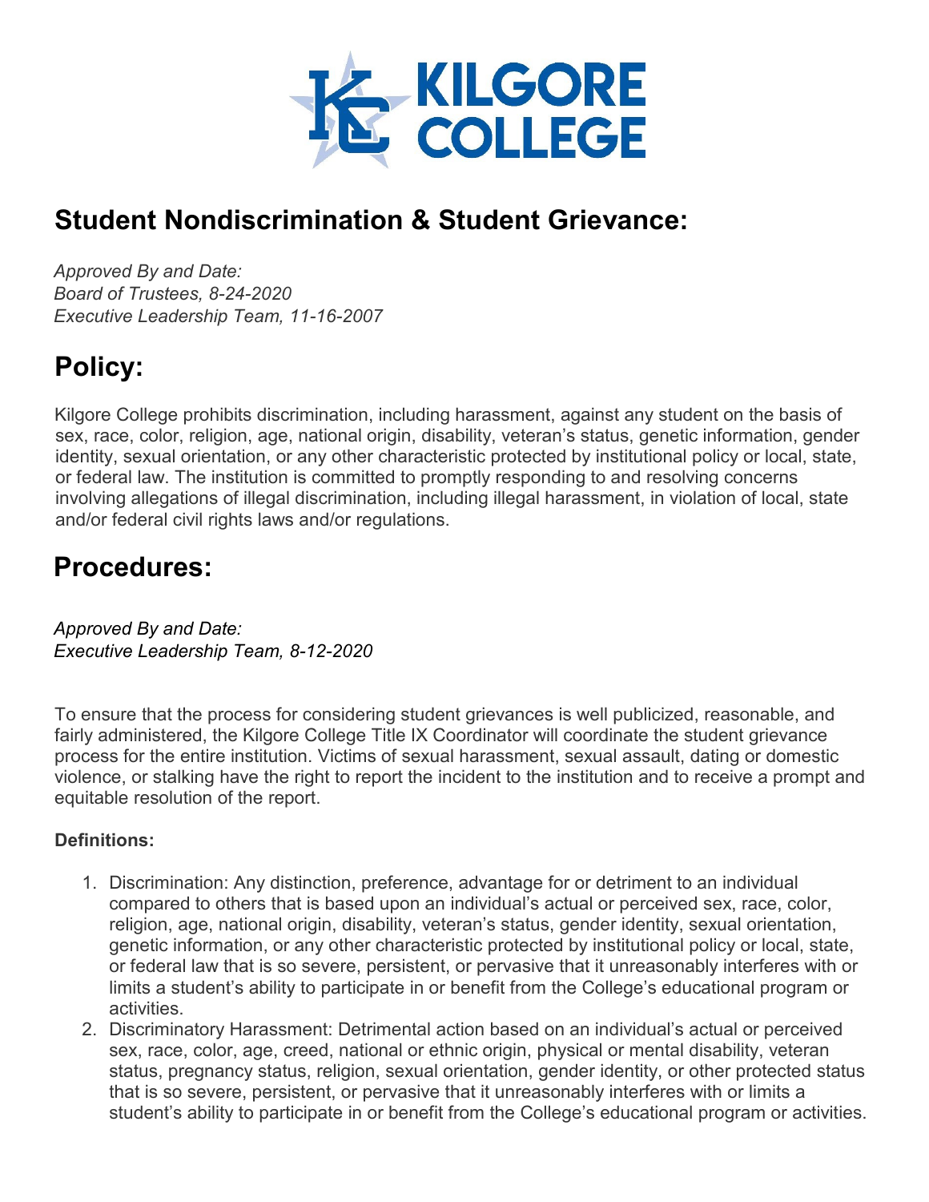# Student Nondiscrimination & Student Grievance:

*Approved By and Date:*
*Board of Trustees, 8-24-2020*
*Executive Leadership Team, 11-16-2007*

# Policy:

Kilgore College prohibits discrimination, including harassment, against any student on the basis of sex, race, color, religion, age, national origin, disability, veteran's status, genetic information, gender identity, sexual orientation, or any other characteristic protected by institutional policy or local, state, or federal law. The institution is committed to promptly responding to and resolving concerns involving allegations of illegal discrimination, including illegal harassment, in violation of local, state and/or federal civil rights laws and/or regulations.

# Procedures:

*Approved By and Date:*
*Executive Leadership Team, 8-12-2020*

To ensure that the process for considering student grievances is well publicized, reasonable, and fairly administered, the Kilgore College Title IX Coordinator will coordinate the student grievance process for the entire institution. Victims of sexual harassment, sexual assault, dating or domestic violence, or stalking have the right to report the incident to the institution and to receive a prompt and equitable resolution of the report.

**Definitions:**

1. Discrimination: Any distinction, preference, advantage for or detriment to an individual compared to others that is based upon an individual's actual or perceived sex, race, color, religion, age, national origin, disability, veteran's status, gender identity, sexual orientation, genetic information, or any other characteristic protected by institutional policy or local, state, or federal law that is so severe, persistent, or pervasive that it unreasonably interferes with or limits a student's ability to participate in or benefit from the College's educational program or activities.
2. Discriminatory Harassment: Detrimental action based on an individual's actual or perceived sex, race, color, age, creed, national or ethnic origin, physical or mental disability, veteran status, pregnancy status, religion, sexual orientation, gender identity, or other protected status that is so severe, persistent, or pervasive that it unreasonably interferes with or limits a student's ability to participate in or benefit from the College's educational program or activities.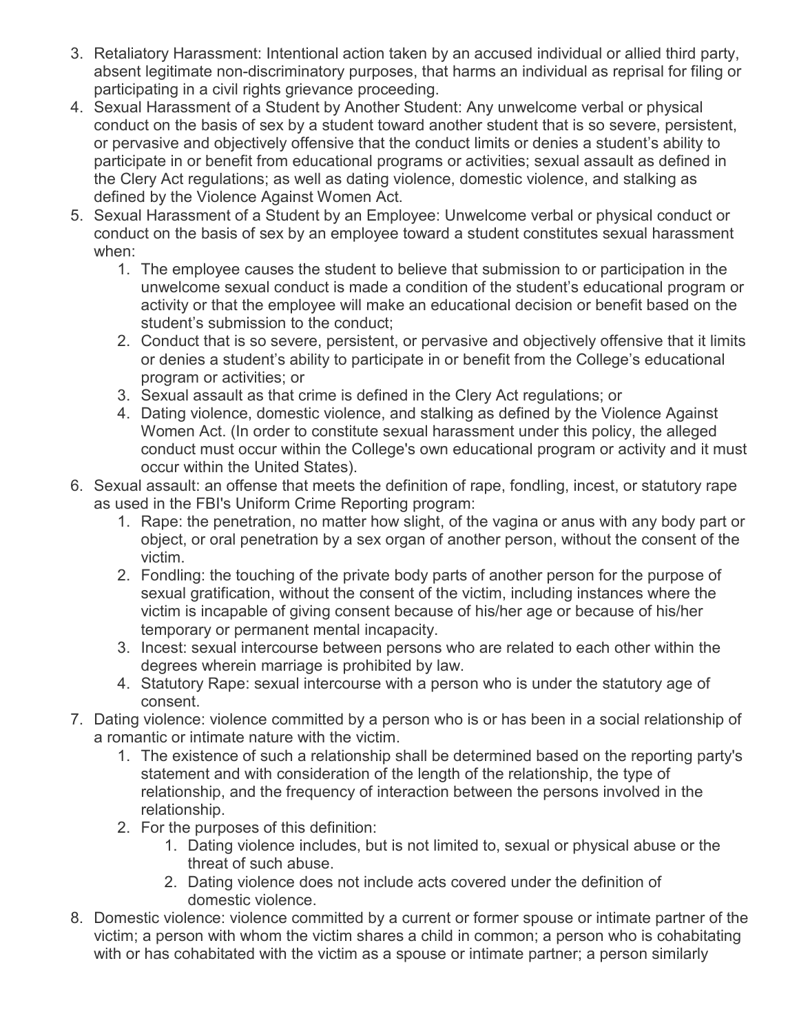3. Retaliatory Harassment: Intentional action taken by an accused individual or allied third party, absent legitimate non-discriminatory purposes, that harms an individual as reprisal for filing or participating in a civil rights grievance proceeding.
4. Sexual Harassment of a Student by Another Student: Any unwelcome verbal or physical conduct on the basis of sex by a student toward another student that is so severe, persistent, or pervasive and objectively offensive that the conduct limits or denies a student's ability to participate in or benefit from educational programs or activities; sexual assault as defined in the Clery Act regulations; as well as dating violence, domestic violence, and stalking as defined by the Violence Against Women Act.
5. Sexual Harassment of a Student by an Employee: Unwelcome verbal or physical conduct or conduct on the basis of sex by an employee toward a student constitutes sexual harassment when:
    1. The employee causes the student to believe that submission to or participation in the unwelcome sexual conduct is made a condition of the student's educational program or activity or that the employee will make an educational decision or benefit based on the student's submission to the conduct;
    2. Conduct that is so severe, persistent, or pervasive and objectively offensive that it limits or denies a student's ability to participate in or benefit from the College's educational program or activities; or
    3. Sexual assault as that crime is defined in the Clery Act regulations; or
    4. Dating violence, domestic violence, and stalking as defined by the Violence Against Women Act. (In order to constitute sexual harassment under this policy, the alleged conduct must occur within the College's own educational program or activity and it must occur within the United States).
6. Sexual assault: an offense that meets the definition of rape, fondling, incest, or statutory rape as used in the FBI's Uniform Crime Reporting program:
    1. Rape: the penetration, no matter how slight, of the vagina or anus with any body part or object, or oral penetration by a sex organ of another person, without the consent of the victim.
    2. Fondling: the touching of the private body parts of another person for the purpose of sexual gratification, without the consent of the victim, including instances where the victim is incapable of giving consent because of his/her age or because of his/her temporary or permanent mental incapacity.
    3. Incest: sexual intercourse between persons who are related to each other within the degrees wherein marriage is prohibited by law.
    4. Statutory Rape: sexual intercourse with a person who is under the statutory age of consent.
7. Dating violence: violence committed by a person who is or has been in a social relationship of a romantic or intimate nature with the victim.
    1. The existence of such a relationship shall be determined based on the reporting party's statement and with consideration of the length of the relationship, the type of relationship, and the frequency of interaction between the persons involved in the relationship.
    2. For the purposes of this definition:
        1. Dating violence includes, but is not limited to, sexual or physical abuse or the threat of such abuse.
        2. Dating violence does not include acts covered under the definition of domestic violence.
8. Domestic violence: violence committed by a current or former spouse or intimate partner of the victim; a person with whom the victim shares a child in common; a person who is cohabitating with or has cohabitated with the victim as a spouse or intimate partner; a person similarly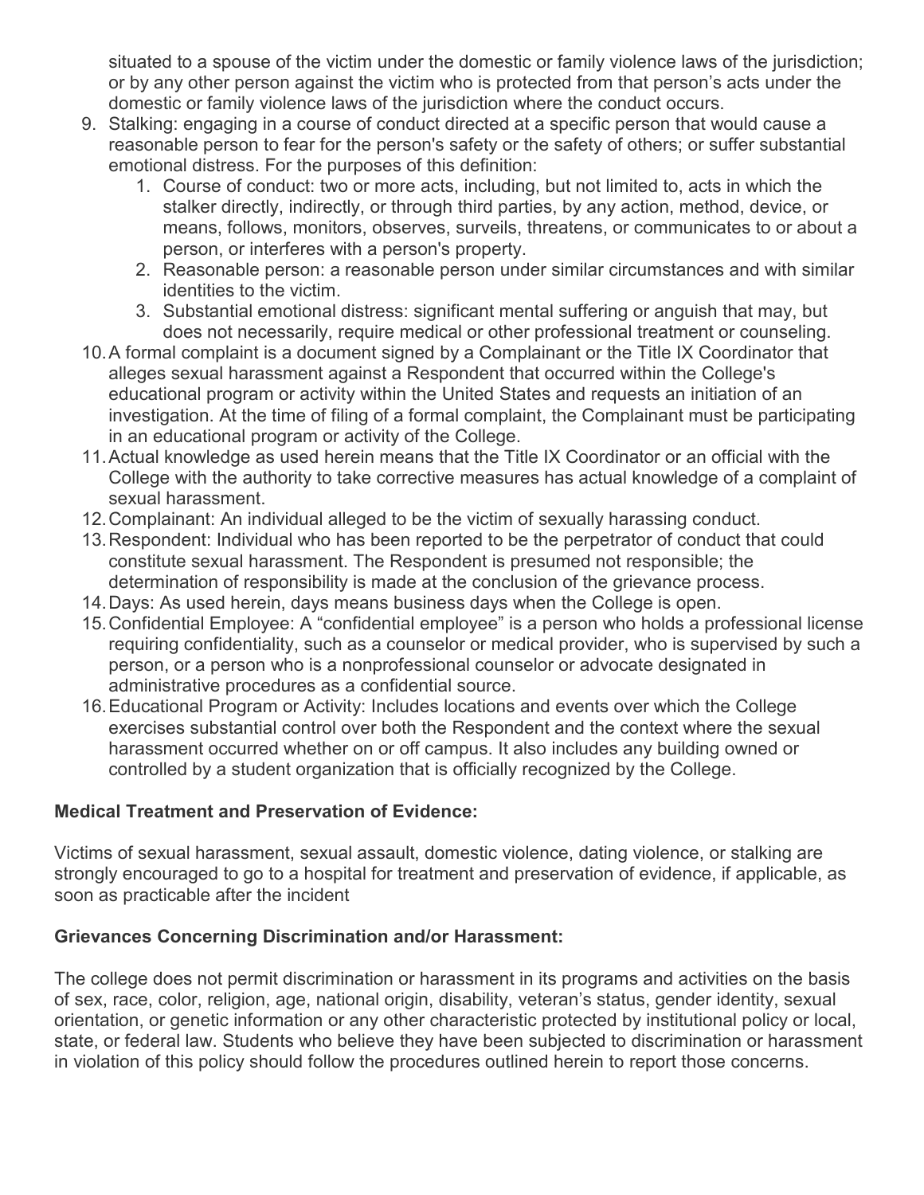situated to a spouse of the victim under the domestic or family violence laws of the jurisdiction; or by any other person against the victim who is protected from that person's acts under the domestic or family violence laws of the jurisdiction where the conduct occurs.

9. Stalking: engaging in a course of conduct directed at a specific person that would cause a reasonable person to fear for the person's safety or the safety of others; or suffer substantial emotional distress. For the purposes of this definition:
   1. Course of conduct: two or more acts, including, but not limited to, acts in which the stalker directly, indirectly, or through third parties, by any action, method, device, or means, follows, monitors, observes, surveils, threatens, or communicates to or about a person, or interferes with a person's property.
   2. Reasonable person: a reasonable person under similar circumstances and with similar identities to the victim.
   3. Substantial emotional distress: significant mental suffering or anguish that may, but does not necessarily, require medical or other professional treatment or counseling.
10. A formal complaint is a document signed by a Complainant or the Title IX Coordinator that alleges sexual harassment against a Respondent that occurred within the College's educational program or activity within the United States and requests an initiation of an investigation. At the time of filing of a formal complaint, the Complainant must be participating in an educational program or activity of the College.
11. Actual knowledge as used herein means that the Title IX Coordinator or an official with the College with the authority to take corrective measures has actual knowledge of a complaint of sexual harassment.
12. Complainant: An individual alleged to be the victim of sexually harassing conduct.
13. Respondent: Individual who has been reported to be the perpetrator of conduct that could constitute sexual harassment. The Respondent is presumed not responsible; the determination of responsibility is made at the conclusion of the grievance process.
14. Days: As used herein, days means business days when the College is open.
15. Confidential Employee: A "confidential employee" is a person who holds a professional license requiring confidentiality, such as a counselor or medical provider, who is supervised by such a person, or a person who is a nonprofessional counselor or advocate designated in administrative procedures as a confidential source.
16. Educational Program or Activity: Includes locations and events over which the College exercises substantial control over both the Respondent and the context where the sexual harassment occurred whether on or off campus. It also includes any building owned or controlled by a student organization that is officially recognized by the College.

**Medical Treatment and Preservation of Evidence:**

Victims of sexual harassment, sexual assault, domestic violence, dating violence, or stalking are strongly encouraged to go to a hospital for treatment and preservation of evidence, if applicable, as soon as practicable after the incident

**Grievances Concerning Discrimination and/or Harassment:**

The college does not permit discrimination or harassment in its programs and activities on the basis of sex, race, color, religion, age, national origin, disability, veteran's status, gender identity, sexual orientation, or genetic information or any other characteristic protected by institutional policy or local, state, or federal law. Students who believe they have been subjected to discrimination or harassment in violation of this policy should follow the procedures outlined herein to report those concerns.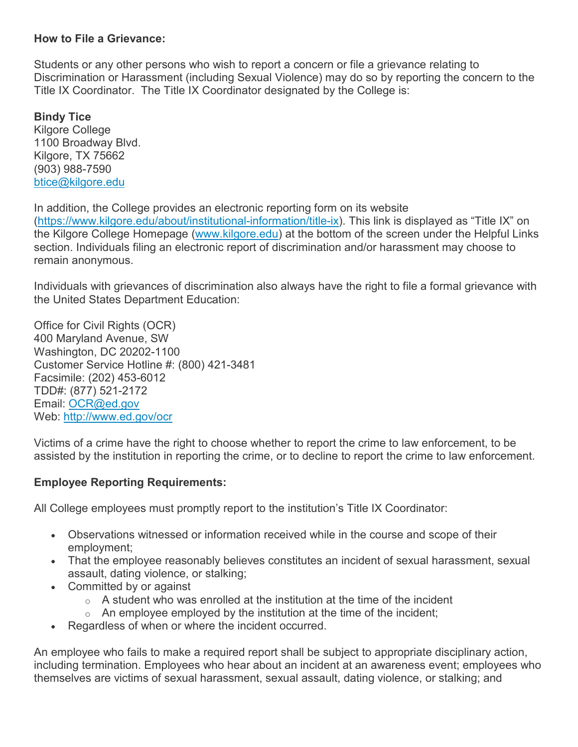**How to File a Grievance:**

Students or any other persons who wish to report a concern or file a grievance relating to Discrimination or Harassment (including Sexual Violence) may do so by reporting the concern to the Title IX Coordinator. The Title IX Coordinator designated by the College is:

**Bindy Tice**
Kilgore College
1100 Broadway Blvd.
Kilgore, TX 75662
(903) 988-7590
btice@kilgore.edu

In addition, the College provides an electronic reporting form on its website (https://www.kilgore.edu/about/institutional-information/title-ix). This link is displayed as "Title IX" on the Kilgore College Homepage (www.kilgore.edu) at the bottom of the screen under the Helpful Links section. Individuals filing an electronic report of discrimination and/or harassment may choose to remain anonymous.

Individuals with grievances of discrimination also always have the right to file a formal grievance with the United States Department Education:

Office for Civil Rights (OCR)
400 Maryland Avenue, SW
Washington, DC 20202-1100
Customer Service Hotline #: (800) 421-3481
Facsimile: (202) 453-6012
TDD#: (877) 521-2172
Email: OCR@ed.gov
Web: http://www.ed.gov/ocr

Victims of a crime have the right to choose whether to report the crime to law enforcement, to be assisted by the institution in reporting the crime, or to decline to report the crime to law enforcement.

**Employee Reporting Requirements:**

All College employees must promptly report to the institution's Title IX Coordinator:

- Observations witnessed or information received while in the course and scope of their employment;
- That the employee reasonably believes constitutes an incident of sexual harassment, sexual assault, dating violence, or stalking;
- Committed by or against
  - A student who was enrolled at the institution at the time of the incident
  - An employee employed by the institution at the time of the incident;
- Regardless of when or where the incident occurred.

An employee who fails to make a required report shall be subject to appropriate disciplinary action, including termination. Employees who hear about an incident at an awareness event; employees who themselves are victims of sexual harassment, sexual assault, dating violence, or stalking; and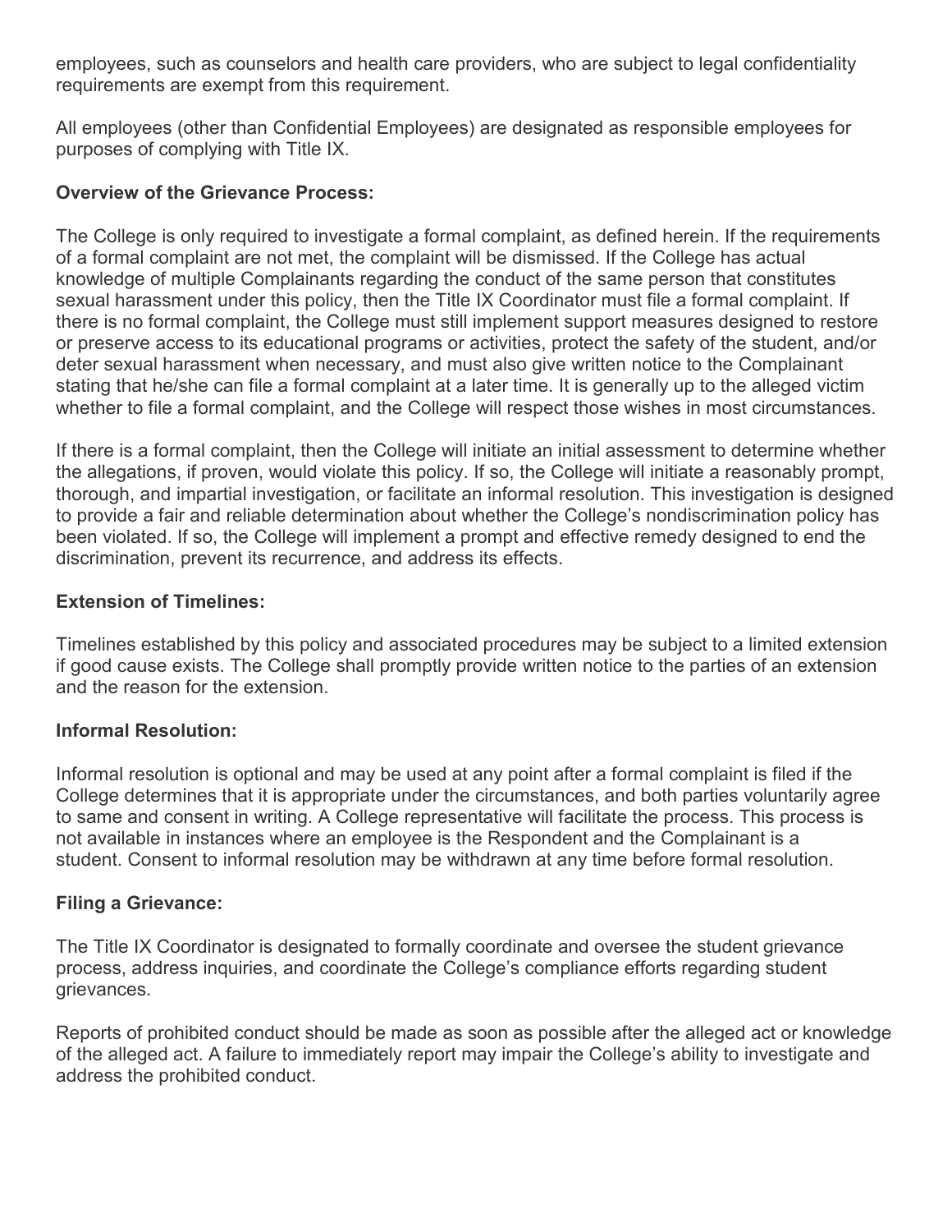employees, such as counselors and health care providers, who are subject to legal confidentiality requirements are exempt from this requirement.

All employees (other than Confidential Employees) are designated as responsible employees for purposes of complying with Title IX.

**Overview of the Grievance Process:**

The College is only required to investigate a formal complaint, as defined herein. If the requirements of a formal complaint are not met, the complaint will be dismissed. If the College has actual knowledge of multiple Complainants regarding the conduct of the same person that constitutes sexual harassment under this policy, then the Title IX Coordinator must file a formal complaint. If there is no formal complaint, the College must still implement support measures designed to restore or preserve access to its educational programs or activities, protect the safety of the student, and/or deter sexual harassment when necessary, and must also give written notice to the Complainant stating that he/she can file a formal complaint at a later time. It is generally up to the alleged victim whether to file a formal complaint, and the College will respect those wishes in most circumstances.

If there is a formal complaint, then the College will initiate an initial assessment to determine whether the allegations, if proven, would violate this policy. If so, the College will initiate a reasonably prompt, thorough, and impartial investigation, or facilitate an informal resolution. This investigation is designed to provide a fair and reliable determination about whether the College's nondiscrimination policy has been violated. If so, the College will implement a prompt and effective remedy designed to end the discrimination, prevent its recurrence, and address its effects.

**Extension of Timelines:**

Timelines established by this policy and associated procedures may be subject to a limited extension if good cause exists. The College shall promptly provide written notice to the parties of an extension and the reason for the extension.

**Informal Resolution:**

Informal resolution is optional and may be used at any point after a formal complaint is filed if the College determines that it is appropriate under the circumstances, and both parties voluntarily agree to same and consent in writing. A College representative will facilitate the process. This process is not available in instances where an employee is the Respondent and the Complainant is a student. Consent to informal resolution may be withdrawn at any time before formal resolution.

**Filing a Grievance:**

The Title IX Coordinator is designated to formally coordinate and oversee the student grievance process, address inquiries, and coordinate the College's compliance efforts regarding student grievances.

Reports of prohibited conduct should be made as soon as possible after the alleged act or knowledge of the alleged act. A failure to immediately report may impair the College's ability to investigate and address the prohibited conduct.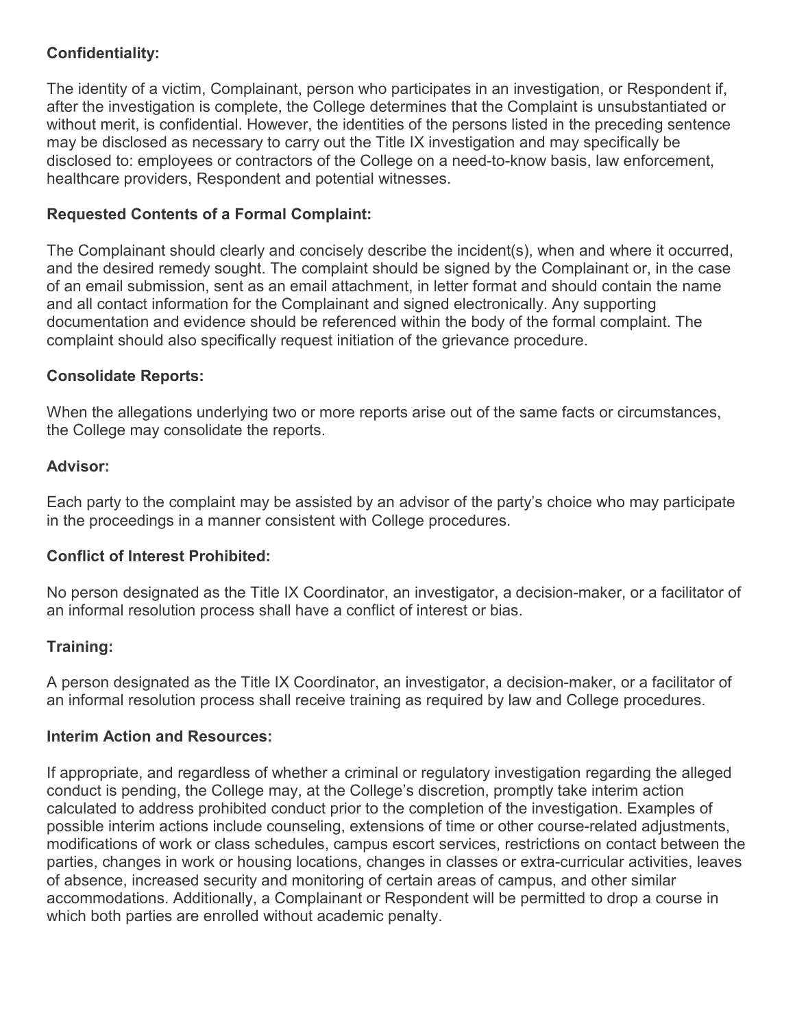**Confidentiality:**

The identity of a victim, Complainant, person who participates in an investigation, or Respondent if, after the investigation is complete, the College determines that the Complaint is unsubstantiated or without merit, is confidential. However, the identities of the persons listed in the preceding sentence may be disclosed as necessary to carry out the Title IX investigation and may specifically be disclosed to: employees or contractors of the College on a need-to-know basis, law enforcement, healthcare providers, Respondent and potential witnesses.

**Requested Contents of a Formal Complaint:**

The Complainant should clearly and concisely describe the incident(s), when and where it occurred, and the desired remedy sought. The complaint should be signed by the Complainant or, in the case of an email submission, sent as an email attachment, in letter format and should contain the name and all contact information for the Complainant and signed electronically. Any supporting documentation and evidence should be referenced within the body of the formal complaint. The complaint should also specifically request initiation of the grievance procedure.

**Consolidate Reports:**

When the allegations underlying two or more reports arise out of the same facts or circumstances, the College may consolidate the reports.

**Advisor:**

Each party to the complaint may be assisted by an advisor of the party's choice who may participate in the proceedings in a manner consistent with College procedures.

**Conflict of Interest Prohibited:**

No person designated as the Title IX Coordinator, an investigator, a decision-maker, or a facilitator of an informal resolution process shall have a conflict of interest or bias.

**Training:**

A person designated as the Title IX Coordinator, an investigator, a decision-maker, or a facilitator of an informal resolution process shall receive training as required by law and College procedures.

**Interim Action and Resources:**

If appropriate, and regardless of whether a criminal or regulatory investigation regarding the alleged conduct is pending, the College may, at the College's discretion, promptly take interim action calculated to address prohibited conduct prior to the completion of the investigation. Examples of possible interim actions include counseling, extensions of time or other course-related adjustments, modifications of work or class schedules, campus escort services, restrictions on contact between the parties, changes in work or housing locations, changes in classes or extra-curricular activities, leaves of absence, increased security and monitoring of certain areas of campus, and other similar accommodations. Additionally, a Complainant or Respondent will be permitted to drop a course in which both parties are enrolled without academic penalty.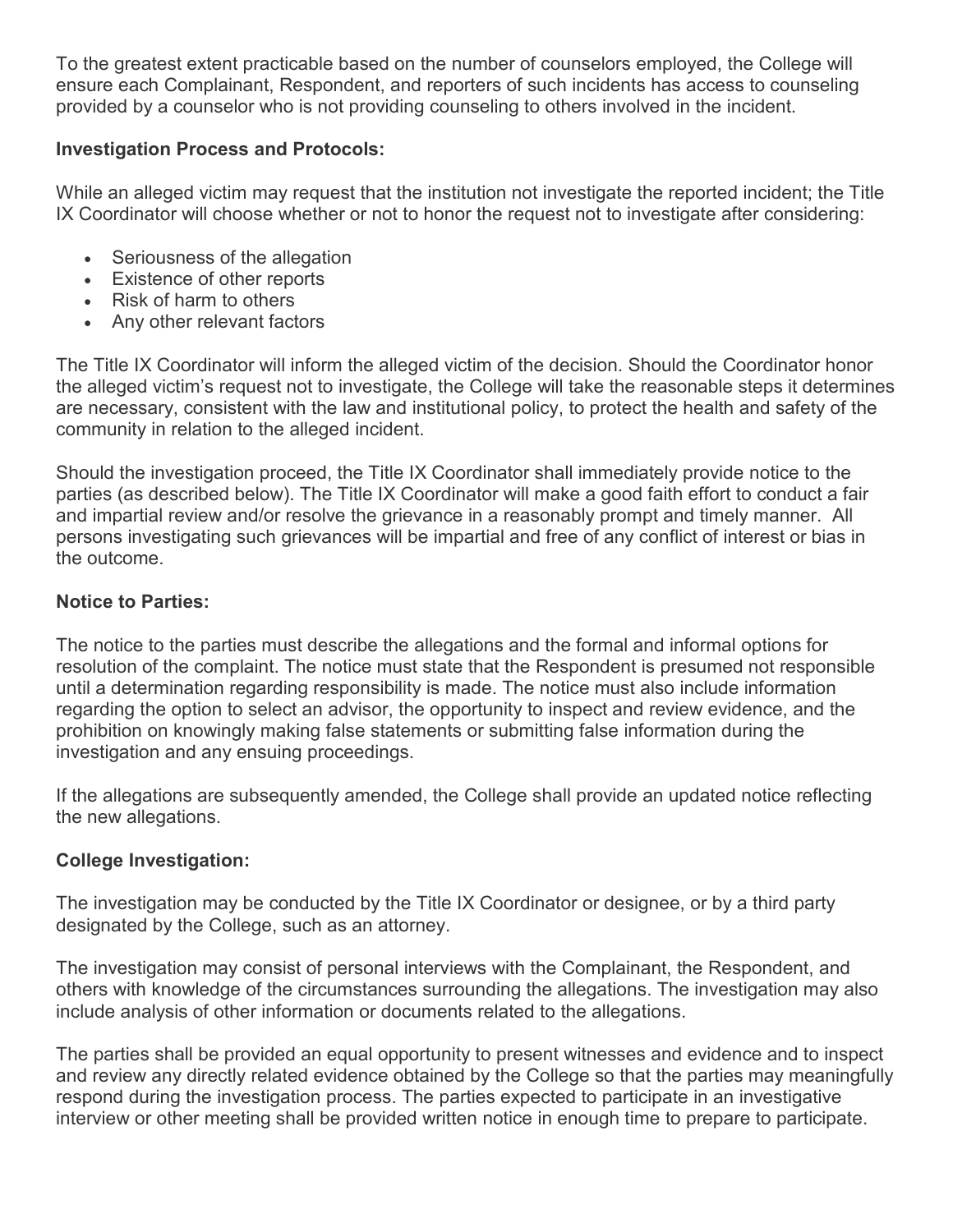To the greatest extent practicable based on the number of counselors employed, the College will ensure each Complainant, Respondent, and reporters of such incidents has access to counseling provided by a counselor who is not providing counseling to others involved in the incident.

**Investigation Process and Protocols:**

While an alleged victim may request that the institution not investigate the reported incident; the Title IX Coordinator will choose whether or not to honor the request not to investigate after considering:

- Seriousness of the allegation
- Existence of other reports
- Risk of harm to others
- Any other relevant factors

The Title IX Coordinator will inform the alleged victim of the decision. Should the Coordinator honor the alleged victim's request not to investigate, the College will take the reasonable steps it determines are necessary, consistent with the law and institutional policy, to protect the health and safety of the community in relation to the alleged incident.

Should the investigation proceed, the Title IX Coordinator shall immediately provide notice to the parties (as described below). The Title IX Coordinator will make a good faith effort to conduct a fair and impartial review and/or resolve the grievance in a reasonably prompt and timely manner. All persons investigating such grievances will be impartial and free of any conflict of interest or bias in the outcome.

**Notice to Parties:**

The notice to the parties must describe the allegations and the formal and informal options for resolution of the complaint. The notice must state that the Respondent is presumed not responsible until a determination regarding responsibility is made. The notice must also include information regarding the option to select an advisor, the opportunity to inspect and review evidence, and the prohibition on knowingly making false statements or submitting false information during the investigation and any ensuing proceedings.

If the allegations are subsequently amended, the College shall provide an updated notice reflecting the new allegations.

**College Investigation:**

The investigation may be conducted by the Title IX Coordinator or designee, or by a third party designated by the College, such as an attorney.

The investigation may consist of personal interviews with the Complainant, the Respondent, and others with knowledge of the circumstances surrounding the allegations. The investigation may also include analysis of other information or documents related to the allegations.

The parties shall be provided an equal opportunity to present witnesses and evidence and to inspect and review any directly related evidence obtained by the College so that the parties may meaningfully respond during the investigation process. The parties expected to participate in an investigative interview or other meeting shall be provided written notice in enough time to prepare to participate.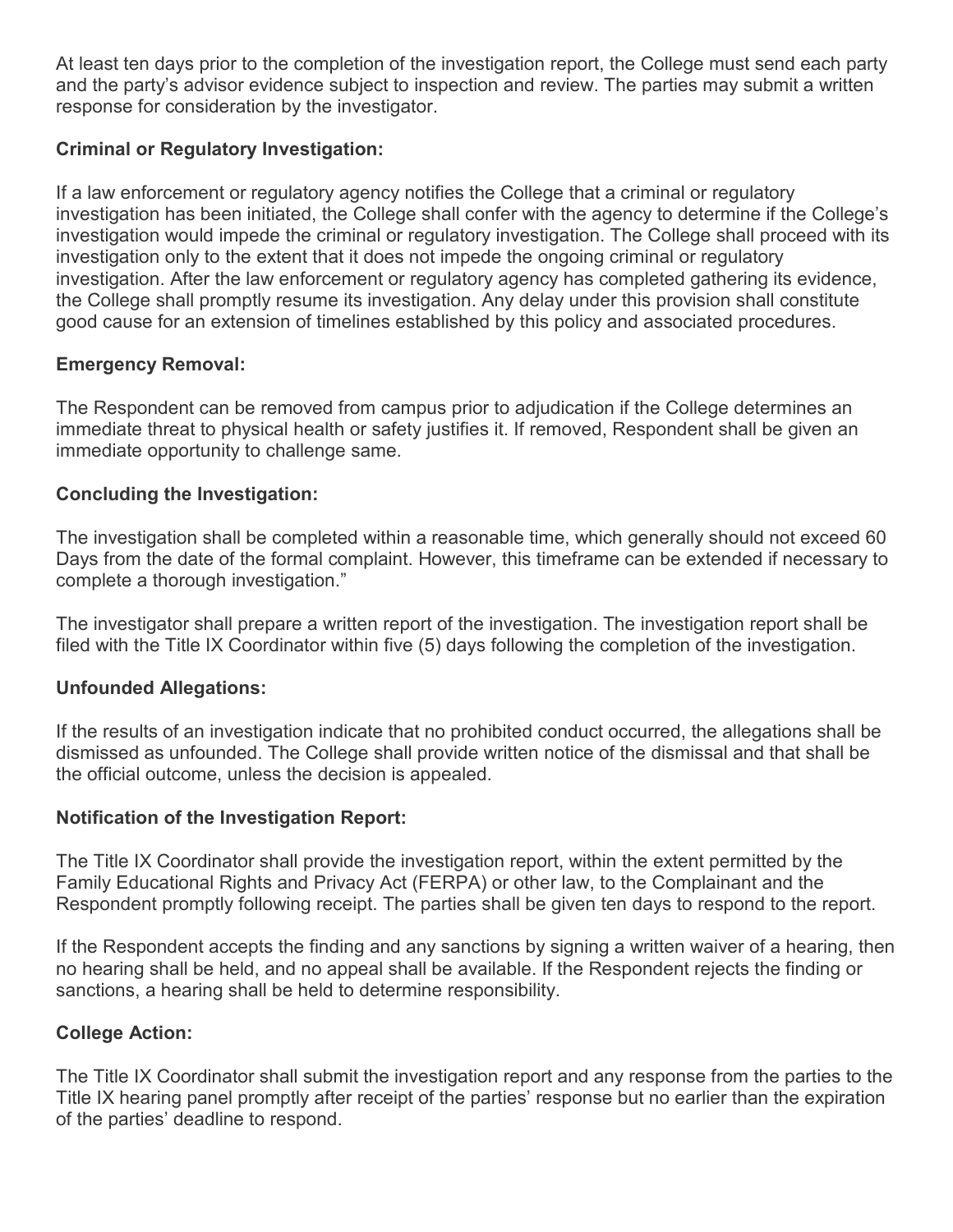At least ten days prior to the completion of the investigation report, the College must send each party and the party's advisor evidence subject to inspection and review. The parties may submit a written response for consideration by the investigator.

**Criminal or Regulatory Investigation:**

If a law enforcement or regulatory agency notifies the College that a criminal or regulatory investigation has been initiated, the College shall confer with the agency to determine if the College's investigation would impede the criminal or regulatory investigation. The College shall proceed with its investigation only to the extent that it does not impede the ongoing criminal or regulatory investigation. After the law enforcement or regulatory agency has completed gathering its evidence, the College shall promptly resume its investigation. Any delay under this provision shall constitute good cause for an extension of timelines established by this policy and associated procedures.

**Emergency Removal:**

The Respondent can be removed from campus prior to adjudication if the College determines an immediate threat to physical health or safety justifies it. If removed, Respondent shall be given an immediate opportunity to challenge same.

**Concluding the Investigation:**

The investigation shall be completed within a reasonable time, which generally should not exceed 60 Days from the date of the formal complaint. However, this timeframe can be extended if necessary to complete a thorough investigation."

The investigator shall prepare a written report of the investigation. The investigation report shall be filed with the Title IX Coordinator within five (5) days following the completion of the investigation.

**Unfounded Allegations:**

If the results of an investigation indicate that no prohibited conduct occurred, the allegations shall be dismissed as unfounded. The College shall provide written notice of the dismissal and that shall be the official outcome, unless the decision is appealed.

**Notification of the Investigation Report:**

The Title IX Coordinator shall provide the investigation report, within the extent permitted by the Family Educational Rights and Privacy Act (FERPA) or other law, to the Complainant and the Respondent promptly following receipt. The parties shall be given ten days to respond to the report.

If the Respondent accepts the finding and any sanctions by signing a written waiver of a hearing, then no hearing shall be held, and no appeal shall be available. If the Respondent rejects the finding or sanctions, a hearing shall be held to determine responsibility.

**College Action:**

The Title IX Coordinator shall submit the investigation report and any response from the parties to the Title IX hearing panel promptly after receipt of the parties' response but no earlier than the expiration of the parties' deadline to respond.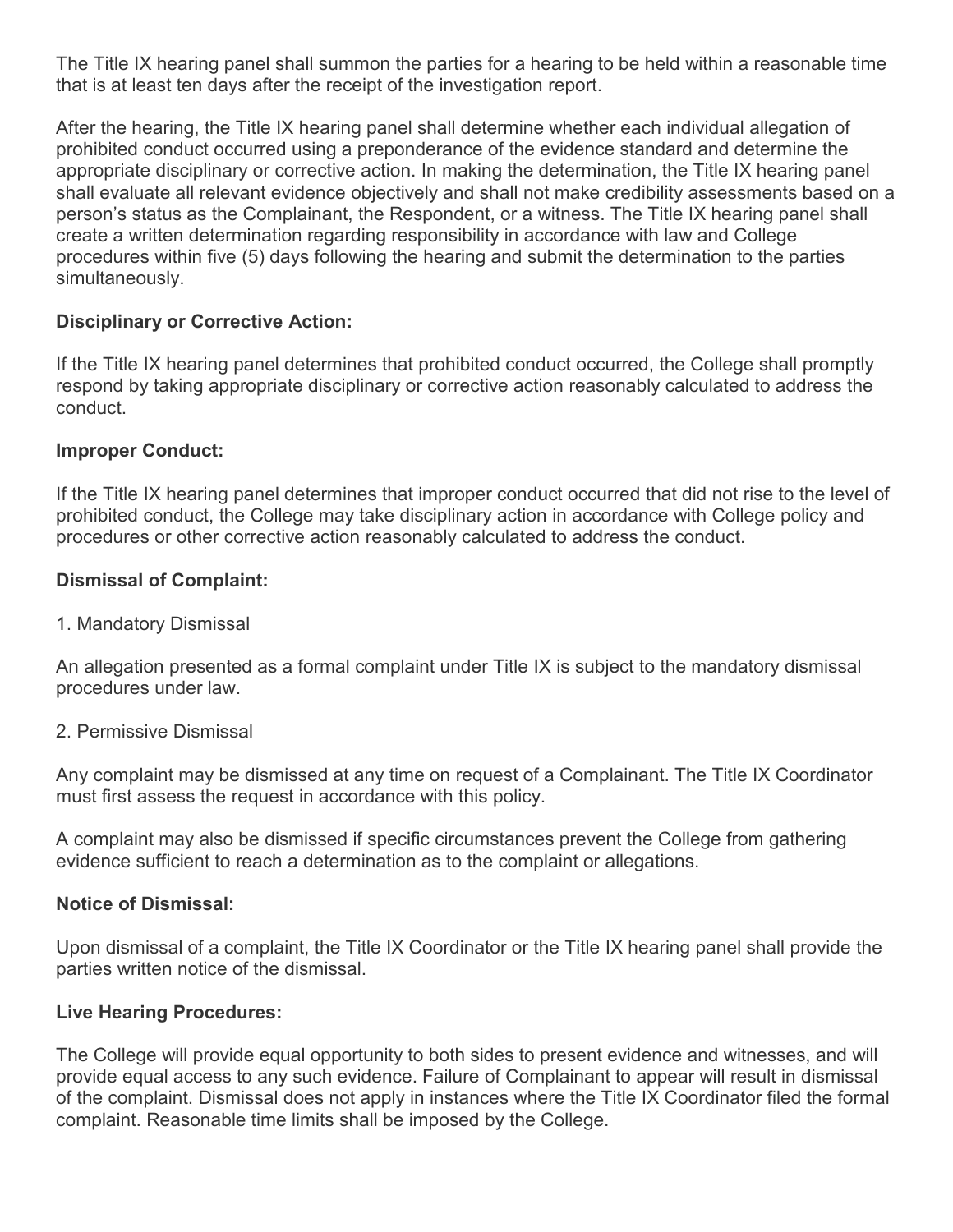The Title IX hearing panel shall summon the parties for a hearing to be held within a reasonable time that is at least ten days after the receipt of the investigation report.

After the hearing, the Title IX hearing panel shall determine whether each individual allegation of prohibited conduct occurred using a preponderance of the evidence standard and determine the appropriate disciplinary or corrective action. In making the determination, the Title IX hearing panel shall evaluate all relevant evidence objectively and shall not make credibility assessments based on a person's status as the Complainant, the Respondent, or a witness. The Title IX hearing panel shall create a written determination regarding responsibility in accordance with law and College procedures within five (5) days following the hearing and submit the determination to the parties simultaneously.

**Disciplinary or Corrective Action:**

If the Title IX hearing panel determines that prohibited conduct occurred, the College shall promptly respond by taking appropriate disciplinary or corrective action reasonably calculated to address the conduct.

**Improper Conduct:**

If the Title IX hearing panel determines that improper conduct occurred that did not rise to the level of prohibited conduct, the College may take disciplinary action in accordance with College policy and procedures or other corrective action reasonably calculated to address the conduct.

**Dismissal of Complaint:**

1. Mandatory Dismissal

An allegation presented as a formal complaint under Title IX is subject to the mandatory dismissal procedures under law.

2. Permissive Dismissal

Any complaint may be dismissed at any time on request of a Complainant. The Title IX Coordinator must first assess the request in accordance with this policy.

A complaint may also be dismissed if specific circumstances prevent the College from gathering evidence sufficient to reach a determination as to the complaint or allegations.

**Notice of Dismissal:**

Upon dismissal of a complaint, the Title IX Coordinator or the Title IX hearing panel shall provide the parties written notice of the dismissal.

**Live Hearing Procedures:**

The College will provide equal opportunity to both sides to present evidence and witnesses, and will provide equal access to any such evidence. Failure of Complainant to appear will result in dismissal of the complaint. Dismissal does not apply in instances where the Title IX Coordinator filed the formal complaint. Reasonable time limits shall be imposed by the College.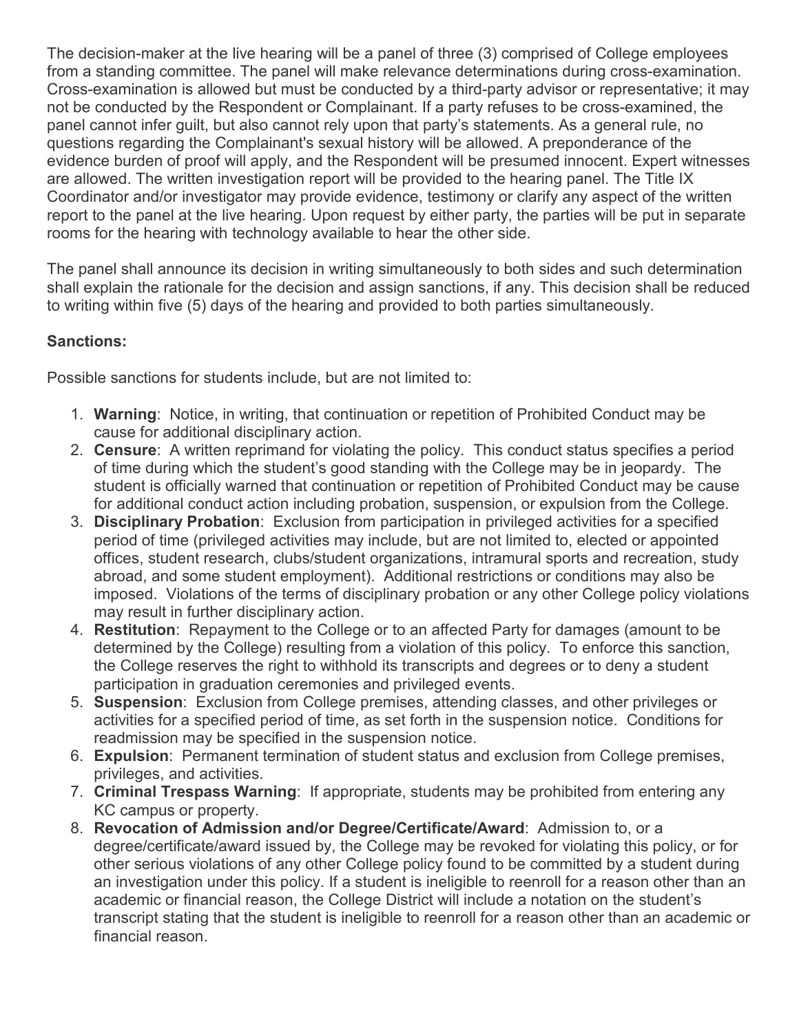The decision-maker at the live hearing will be a panel of three (3) comprised of College employees from a standing committee. The panel will make relevance determinations during cross-examination. Cross-examination is allowed but must be conducted by a third-party advisor or representative; it may not be conducted by the Respondent or Complainant. If a party refuses to be cross-examined, the panel cannot infer guilt, but also cannot rely upon that party's statements. As a general rule, no questions regarding the Complainant's sexual history will be allowed. A preponderance of the evidence burden of proof will apply, and the Respondent will be presumed innocent. Expert witnesses are allowed. The written investigation report will be provided to the hearing panel. The Title IX Coordinator and/or investigator may provide evidence, testimony or clarify any aspect of the written report to the panel at the live hearing. Upon request by either party, the parties will be put in separate rooms for the hearing with technology available to hear the other side.

The panel shall announce its decision in writing simultaneously to both sides and such determination shall explain the rationale for the decision and assign sanctions, if any. This decision shall be reduced to writing within five (5) days of the hearing and provided to both parties simultaneously.

**Sanctions:**

Possible sanctions for students include, but are not limited to:

1. **Warning**: Notice, in writing, that continuation or repetition of Prohibited Conduct may be cause for additional disciplinary action.
2. **Censure**: A written reprimand for violating the policy. This conduct status specifies a period of time during which the student's good standing with the College may be in jeopardy. The student is officially warned that continuation or repetition of Prohibited Conduct may be cause for additional conduct action including probation, suspension, or expulsion from the College.
3. **Disciplinary Probation**: Exclusion from participation in privileged activities for a specified period of time (privileged activities may include, but are not limited to, elected or appointed offices, student research, clubs/student organizations, intramural sports and recreation, study abroad, and some student employment). Additional restrictions or conditions may also be imposed. Violations of the terms of disciplinary probation or any other College policy violations may result in further disciplinary action.
4. **Restitution**: Repayment to the College or to an affected Party for damages (amount to be determined by the College) resulting from a violation of this policy. To enforce this sanction, the College reserves the right to withhold its transcripts and degrees or to deny a student participation in graduation ceremonies and privileged events.
5. **Suspension**: Exclusion from College premises, attending classes, and other privileges or activities for a specified period of time, as set forth in the suspension notice. Conditions for readmission may be specified in the suspension notice.
6. **Expulsion**: Permanent termination of student status and exclusion from College premises, privileges, and activities.
7. **Criminal Trespass Warning**: If appropriate, students may be prohibited from entering any KC campus or property.
8. **Revocation of Admission and/or Degree/Certificate/Award**: Admission to, or a degree/certificate/award issued by, the College may be revoked for violating this policy, or for other serious violations of any other College policy found to be committed by a student during an investigation under this policy. If a student is ineligible to reenroll for a reason other than an academic or financial reason, the College District will include a notation on the student's transcript stating that the student is ineligible to reenroll for a reason other than an academic or financial reason.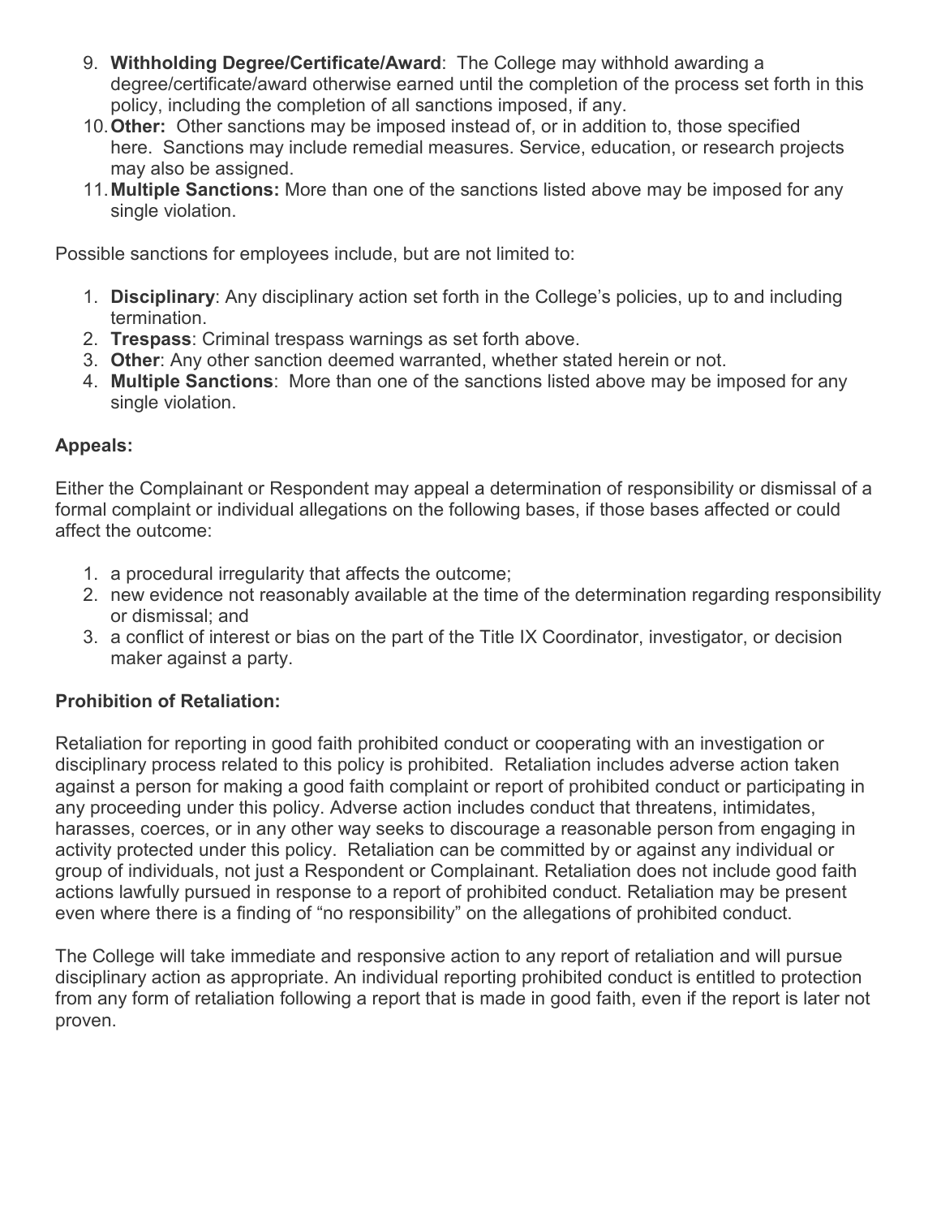9. **Withholding Degree/Certificate/Award**: The College may withhold awarding a degree/certificate/award otherwise earned until the completion of the process set forth in this policy, including the completion of all sanctions imposed, if any.
10. **Other:** Other sanctions may be imposed instead of, or in addition to, those specified here. Sanctions may include remedial measures. Service, education, or research projects may also be assigned.
11. **Multiple Sanctions:** More than one of the sanctions listed above may be imposed for any single violation.

Possible sanctions for employees include, but are not limited to:

1. **Disciplinary**: Any disciplinary action set forth in the College's policies, up to and including termination.
2. **Trespass**: Criminal trespass warnings as set forth above.
3. **Other**: Any other sanction deemed warranted, whether stated herein or not.
4. **Multiple Sanctions**: More than one of the sanctions listed above may be imposed for any single violation.

**Appeals:**

Either the Complainant or Respondent may appeal a determination of responsibility or dismissal of a formal complaint or individual allegations on the following bases, if those bases affected or could affect the outcome:

1. a procedural irregularity that affects the outcome;
2. new evidence not reasonably available at the time of the determination regarding responsibility or dismissal; and
3. a conflict of interest or bias on the part of the Title IX Coordinator, investigator, or decision maker against a party.

**Prohibition of Retaliation:**

Retaliation for reporting in good faith prohibited conduct or cooperating with an investigation or disciplinary process related to this policy is prohibited. Retaliation includes adverse action taken against a person for making a good faith complaint or report of prohibited conduct or participating in any proceeding under this policy. Adverse action includes conduct that threatens, intimidates, harasses, coerces, or in any other way seeks to discourage a reasonable person from engaging in activity protected under this policy. Retaliation can be committed by or against any individual or group of individuals, not just a Respondent or Complainant. Retaliation does not include good faith actions lawfully pursued in response to a report of prohibited conduct. Retaliation may be present even where there is a finding of "no responsibility" on the allegations of prohibited conduct.

The College will take immediate and responsive action to any report of retaliation and will pursue disciplinary action as appropriate. An individual reporting prohibited conduct is entitled to protection from any form of retaliation following a report that is made in good faith, even if the report is later not proven.